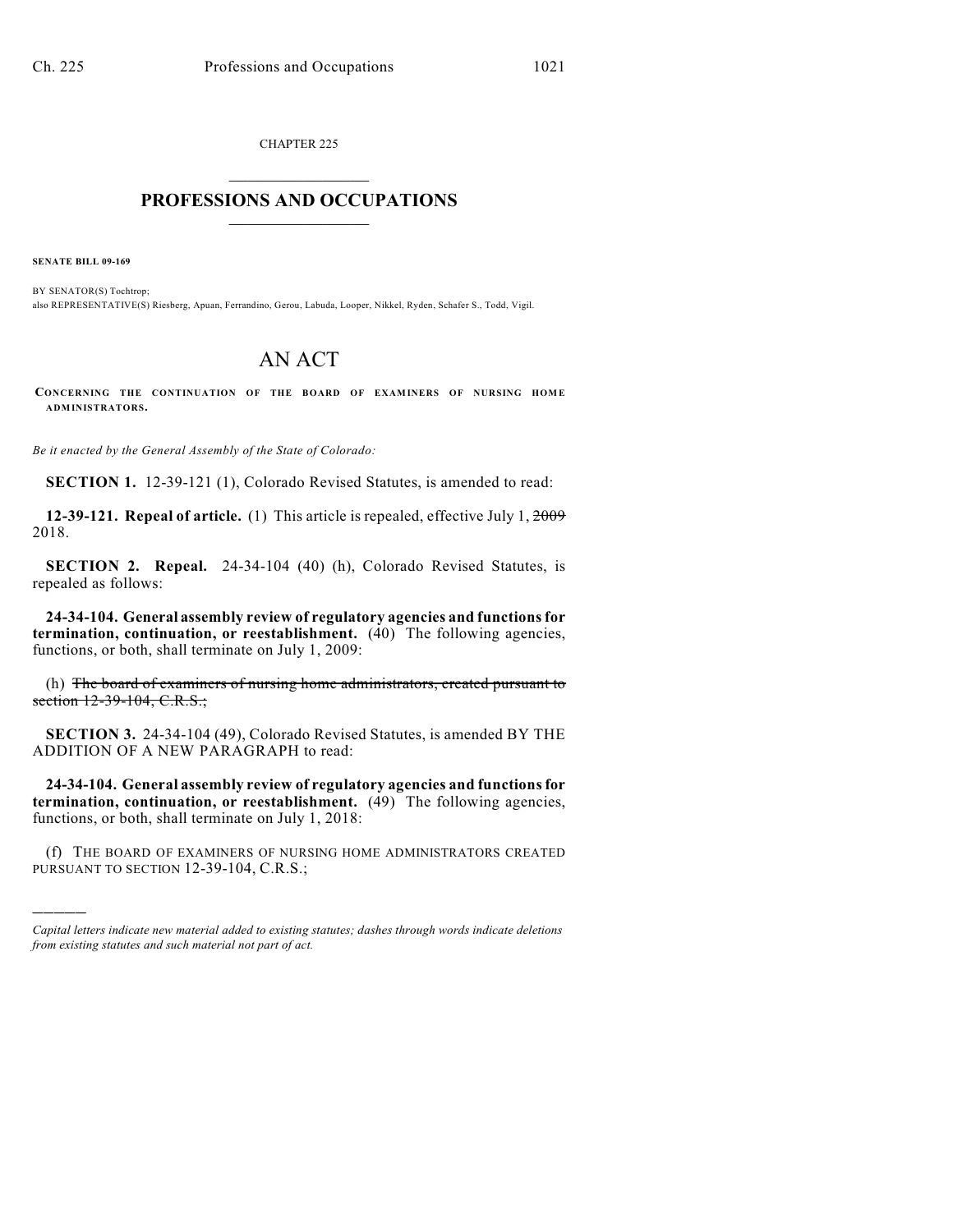CHAPTER 225

# PROFESSIONS AND OCCUPATIONS

**SENATE BILL 09-169**

BY SENATOR(S) Tochtrop;
also REPRESENTATIVE(S) Riesberg, Apuan, Ferrandino, Gerou, Labuda, Looper, Nikkel, Ryden, Schafer S., Todd, Vigil.

# AN ACT

**CONCERNING THE CONTINUATION OF THE BOARD OF EXAMINERS OF NURSING HOME ADMINISTRATORS.**

*Be it enacted by the General Assembly of the State of Colorado:*

**SECTION 1.** 12-39-121 (1), Colorado Revised Statutes, is amended to read:

**12-39-121. Repeal of article.** (1) This article is repealed, effective July 1, ~~2009~~ 2018.

**SECTION 2. Repeal.** 24-34-104 (40) (h), Colorado Revised Statutes, is repealed as follows:

**24-34-104. General assembly review of regulatory agencies and functions for termination, continuation, or reestablishment.** (40) The following agencies, functions, or both, shall terminate on July 1, 2009:

(h) ~~The board of examiners of nursing home administrators, created pursuant to section 12-39-104, C.R.S.;~~

**SECTION 3.** 24-34-104 (49), Colorado Revised Statutes, is amended BY THE ADDITION OF A NEW PARAGRAPH to read:

**24-34-104. General assembly review of regulatory agencies and functions for termination, continuation, or reestablishment.** (49) The following agencies, functions, or both, shall terminate on July 1, 2018:

(f) THE BOARD OF EXAMINERS OF NURSING HOME ADMINISTRATORS CREATED PURSUANT TO SECTION 12-39-104, C.R.S.;

---

*Capital letters indicate new material added to existing statutes; dashes through words indicate deletions from existing statutes and such material not part of act.*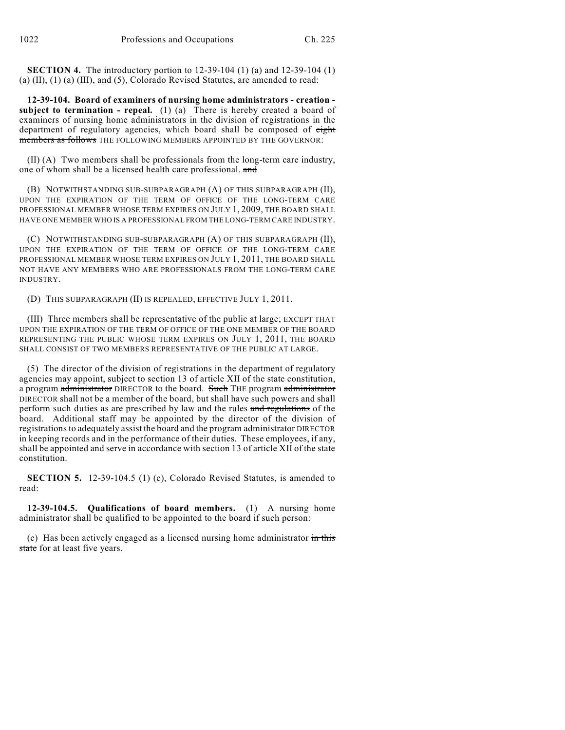**SECTION 4.** The introductory portion to 12-39-104 (1) (a) and 12-39-104 (1) (a) (II), (1) (a) (III), and (5), Colorado Revised Statutes, are amended to read:

**12-39-104. Board of examiners of nursing home administrators - creation - subject to termination - repeal.** (1) (a) There is hereby created a board of examiners of nursing home administrators in the division of registrations in the department of regulatory agencies, which board shall be composed of ~~eight members as follows~~ THE FOLLOWING MEMBERS APPOINTED BY THE GOVERNOR:

(II) (A) Two members shall be professionals from the long-term care industry, one of whom shall be a licensed health care professional. ~~and~~

(B) NOTWITHSTANDING SUB-SUBPARAGRAPH (A) OF THIS SUBPARAGRAPH (II), UPON THE EXPIRATION OF THE TERM OF OFFICE OF THE LONG-TERM CARE PROFESSIONAL MEMBER WHOSE TERM EXPIRES ON JULY 1, 2009, THE BOARD SHALL HAVE ONE MEMBER WHO IS A PROFESSIONAL FROM THE LONG-TERM CARE INDUSTRY.

(C) NOTWITHSTANDING SUB-SUBPARAGRAPH (A) OF THIS SUBPARAGRAPH (II), UPON THE EXPIRATION OF THE TERM OF OFFICE OF THE LONG-TERM CARE PROFESSIONAL MEMBER WHOSE TERM EXPIRES ON JULY 1, 2011, THE BOARD SHALL NOT HAVE ANY MEMBERS WHO ARE PROFESSIONALS FROM THE LONG-TERM CARE INDUSTRY.

(D) THIS SUBPARAGRAPH (II) IS REPEALED, EFFECTIVE JULY 1, 2011.

(III) Three members shall be representative of the public at large; EXCEPT THAT UPON THE EXPIRATION OF THE TERM OF OFFICE OF THE ONE MEMBER OF THE BOARD REPRESENTING THE PUBLIC WHOSE TERM EXPIRES ON JULY 1, 2011, THE BOARD SHALL CONSIST OF TWO MEMBERS REPRESENTATIVE OF THE PUBLIC AT LARGE.

(5) The director of the division of registrations in the department of regulatory agencies may appoint, subject to section 13 of article XII of the state constitution, a program ~~administrator~~ DIRECTOR to the board. ~~Such~~ THE program ~~administrator~~ DIRECTOR shall not be a member of the board, but shall have such powers and shall perform such duties as are prescribed by law and the rules ~~and regulations~~ of the board. Additional staff may be appointed by the director of the division of registrations to adequately assist the board and the program ~~administrator~~ DIRECTOR in keeping records and in the performance of their duties. These employees, if any, shall be appointed and serve in accordance with section 13 of article XII of the state constitution.

**SECTION 5.** 12-39-104.5 (1) (c), Colorado Revised Statutes, is amended to read:

**12-39-104.5. Qualifications of board members.** (1) A nursing home administrator shall be qualified to be appointed to the board if such person:

(c) Has been actively engaged as a licensed nursing home administrator ~~in this state~~ for at least five years.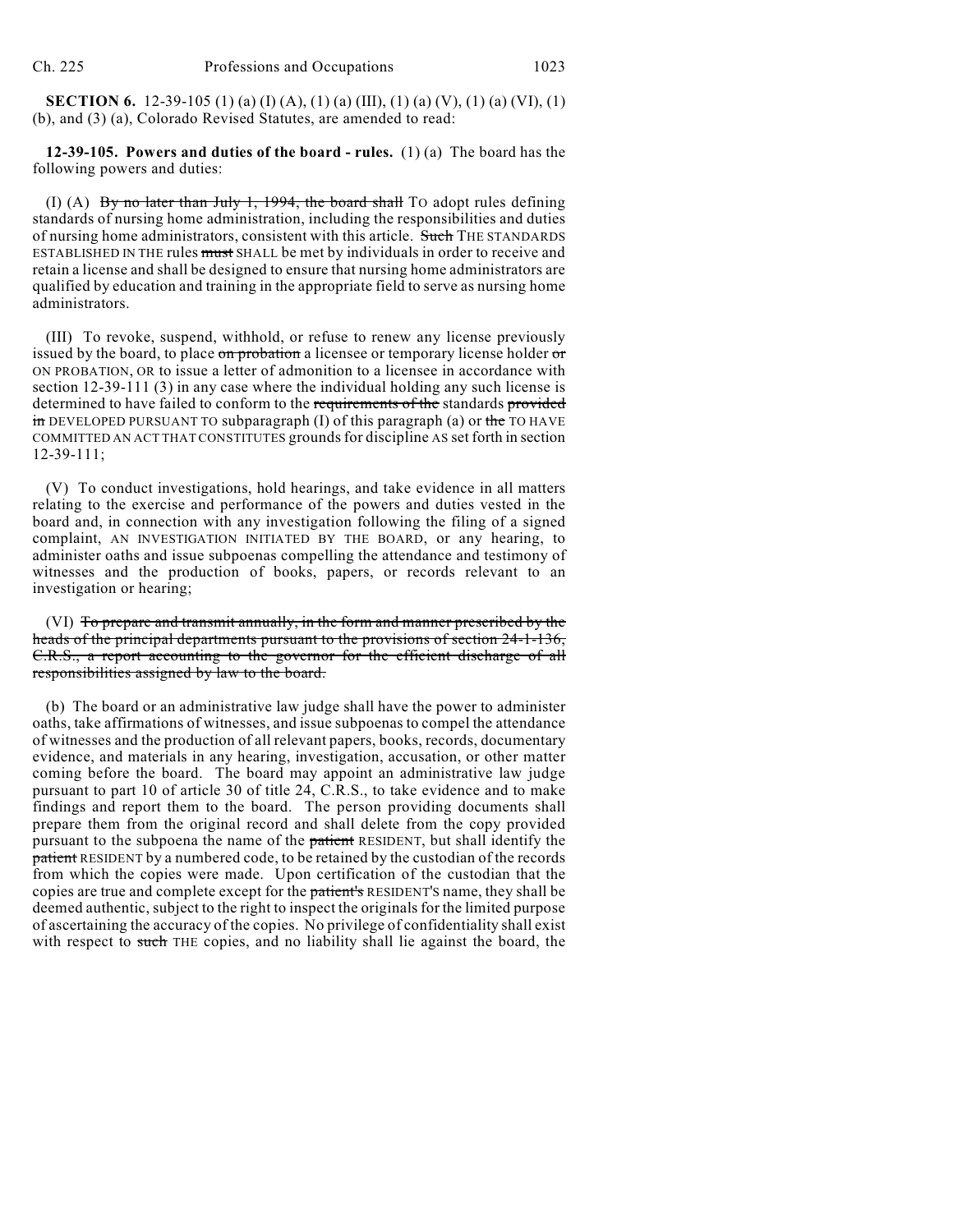**SECTION 6.** 12-39-105 (1) (a) (I) (A), (1) (a) (III), (1) (a) (V), (1) (a) (VI), (1) (b), and (3) (a), Colorado Revised Statutes, are amended to read:

**12-39-105. Powers and duties of the board - rules.** (1) (a) The board has the following powers and duties:

(I) (A) ~~By no later than July 1, 1994, the board shall~~ TO adopt rules defining standards of nursing home administration, including the responsibilities and duties of nursing home administrators, consistent with this article. ~~Such~~ THE STANDARDS ESTABLISHED IN THE rules ~~must~~ SHALL be met by individuals in order to receive and retain a license and shall be designed to ensure that nursing home administrators are qualified by education and training in the appropriate field to serve as nursing home administrators.

(III) To revoke, suspend, withhold, or refuse to renew any license previously issued by the board, to place ~~on probation~~ a licensee or temporary license holder ~~or~~ ON PROBATION, OR to issue a letter of admonition to a licensee in accordance with section 12-39-111 (3) in any case where the individual holding any such license is determined to have failed to conform to the ~~requirements of the~~ standards ~~provided in~~ DEVELOPED PURSUANT TO subparagraph (I) of this paragraph (a) or ~~the~~ TO HAVE COMMITTED AN ACT THAT CONSTITUTES grounds for discipline AS set forth in section 12-39-111;

(V) To conduct investigations, hold hearings, and take evidence in all matters relating to the exercise and performance of the powers and duties vested in the board and, in connection with any investigation following the filing of a signed complaint, AN INVESTIGATION INITIATED BY THE BOARD, or any hearing, to administer oaths and issue subpoenas compelling the attendance and testimony of witnesses and the production of books, papers, or records relevant to an investigation or hearing;

(VI) ~~To prepare and transmit annually, in the form and manner prescribed by the heads of the principal departments pursuant to the provisions of section 24-1-136, C.R.S., a report accounting to the governor for the efficient discharge of all responsibilities assigned by law to the board.~~

(b) The board or an administrative law judge shall have the power to administer oaths, take affirmations of witnesses, and issue subpoenas to compel the attendance of witnesses and the production of all relevant papers, books, records, documentary evidence, and materials in any hearing, investigation, accusation, or other matter coming before the board. The board may appoint an administrative law judge pursuant to part 10 of article 30 of title 24, C.R.S., to take evidence and to make findings and report them to the board. The person providing documents shall prepare them from the original record and shall delete from the copy provided pursuant to the subpoena the name of the ~~patient~~ RESIDENT, but shall identify the ~~patient~~ RESIDENT by a numbered code, to be retained by the custodian of the records from which the copies were made. Upon certification of the custodian that the copies are true and complete except for the ~~patient's~~ RESIDENT'S name, they shall be deemed authentic, subject to the right to inspect the originals for the limited purpose of ascertaining the accuracy of the copies. No privilege of confidentiality shall exist with respect to ~~such~~ THE copies, and no liability shall lie against the board, the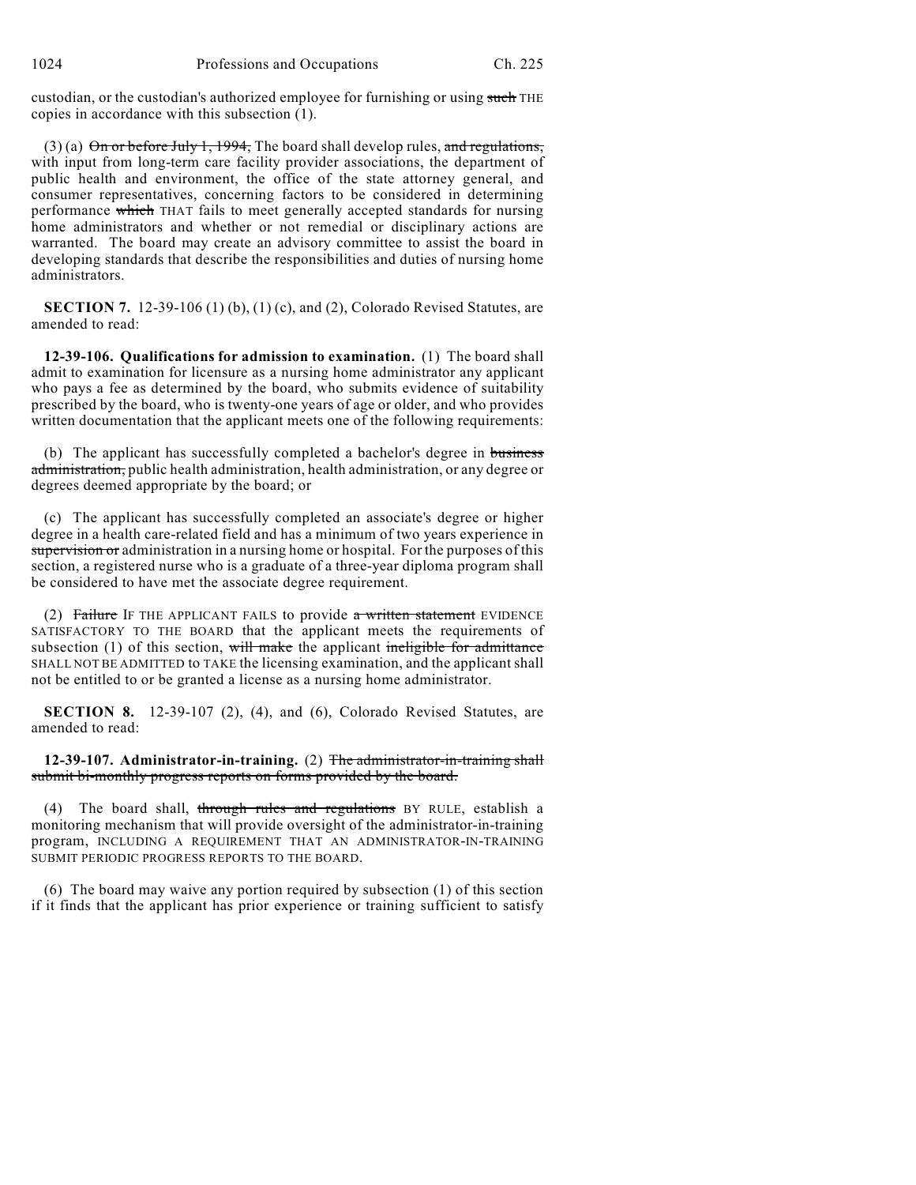custodian, or the custodian's authorized employee for furnishing or using ~~such~~ THE copies in accordance with this subsection (1).

(3) (a) ~~On or before July 1, 1994,~~ The board shall develop rules, ~~and regulations,~~ with input from long-term care facility provider associations, the department of public health and environment, the office of the state attorney general, and consumer representatives, concerning factors to be considered in determining performance ~~which~~ THAT fails to meet generally accepted standards for nursing home administrators and whether or not remedial or disciplinary actions are warranted. The board may create an advisory committee to assist the board in developing standards that describe the responsibilities and duties of nursing home administrators.

**SECTION 7.** 12-39-106 (1) (b), (1) (c), and (2), Colorado Revised Statutes, are amended to read:

**12-39-106. Qualifications for admission to examination.** (1) The board shall admit to examination for licensure as a nursing home administrator any applicant who pays a fee as determined by the board, who submits evidence of suitability prescribed by the board, who is twenty-one years of age or older, and who provides written documentation that the applicant meets one of the following requirements:

(b) The applicant has successfully completed a bachelor's degree in ~~business administration,~~ public health administration, health administration, or any degree or degrees deemed appropriate by the board; or

(c) The applicant has successfully completed an associate's degree or higher degree in a health care-related field and has a minimum of two years experience in ~~supervision or~~ administration in a nursing home or hospital. For the purposes of this section, a registered nurse who is a graduate of a three-year diploma program shall be considered to have met the associate degree requirement.

(2) ~~Failure~~ IF THE APPLICANT FAILS to provide ~~a written statement~~ EVIDENCE SATISFACTORY TO THE BOARD that the applicant meets the requirements of subsection (1) of this section, ~~will make~~ the applicant ~~ineligible for admittance~~ SHALL NOT BE ADMITTED to TAKE the licensing examination, and the applicant shall not be entitled to or be granted a license as a nursing home administrator.

**SECTION 8.** 12-39-107 (2), (4), and (6), Colorado Revised Statutes, are amended to read:

**12-39-107. Administrator-in-training.** (2) ~~The administrator-in-training shall submit bi-monthly progress reports on forms provided by the board.~~

(4) The board shall, ~~through rules and regulations~~ BY RULE, establish a monitoring mechanism that will provide oversight of the administrator-in-training program, INCLUDING A REQUIREMENT THAT AN ADMINISTRATOR-IN-TRAINING SUBMIT PERIODIC PROGRESS REPORTS TO THE BOARD.

(6) The board may waive any portion required by subsection (1) of this section if it finds that the applicant has prior experience or training sufficient to satisfy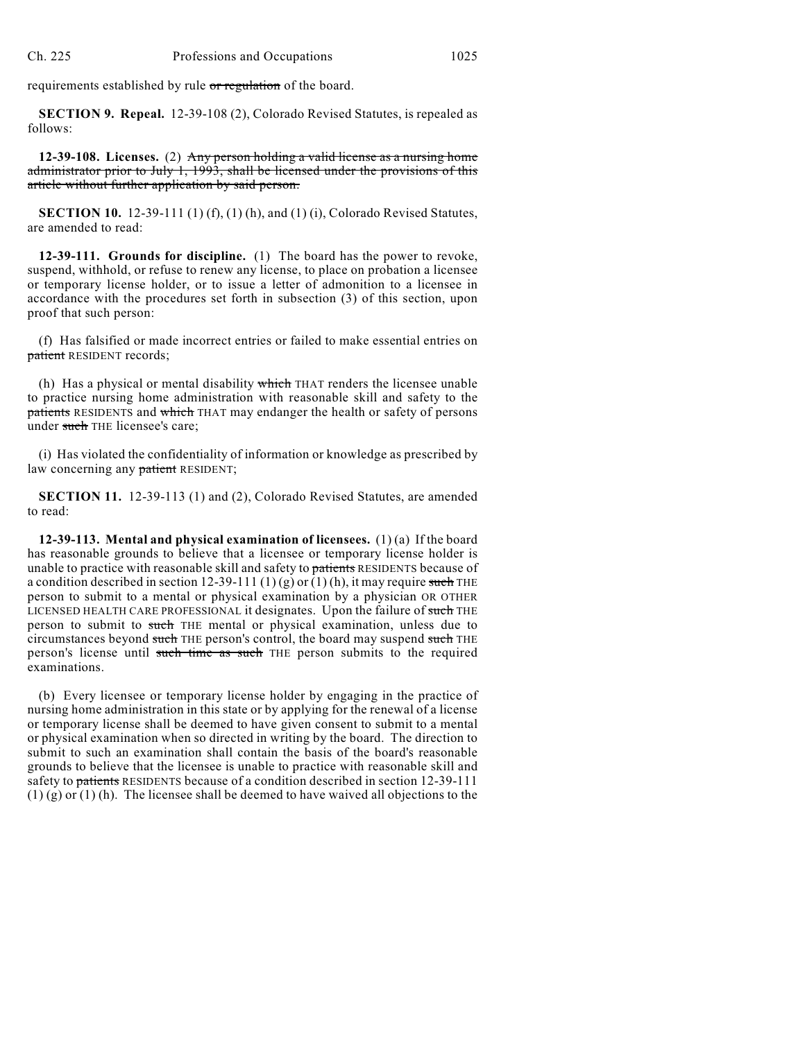requirements established by rule ~~or regulation~~ of the board.

**SECTION 9. Repeal.** 12-39-108 (2), Colorado Revised Statutes, is repealed as follows:

**12-39-108. Licenses.** (2) ~~Any person holding a valid license as a nursing home administrator prior to July 1, 1993, shall be licensed under the provisions of this article without further application by said person.~~

**SECTION 10.** 12-39-111 (1) (f), (1) (h), and (1) (i), Colorado Revised Statutes, are amended to read:

**12-39-111. Grounds for discipline.** (1) The board has the power to revoke, suspend, withhold, or refuse to renew any license, to place on probation a licensee or temporary license holder, or to issue a letter of admonition to a licensee in accordance with the procedures set forth in subsection (3) of this section, upon proof that such person:

(f) Has falsified or made incorrect entries or failed to make essential entries on ~~patient~~ RESIDENT records;

(h) Has a physical or mental disability ~~which~~ THAT renders the licensee unable to practice nursing home administration with reasonable skill and safety to the ~~patients~~ RESIDENTS and ~~which~~ THAT may endanger the health or safety of persons under ~~such~~ THE licensee's care;

(i) Has violated the confidentiality of information or knowledge as prescribed by law concerning any ~~patient~~ RESIDENT;

**SECTION 11.** 12-39-113 (1) and (2), Colorado Revised Statutes, are amended to read:

**12-39-113. Mental and physical examination of licensees.** (1) (a) If the board has reasonable grounds to believe that a licensee or temporary license holder is unable to practice with reasonable skill and safety to ~~patients~~ RESIDENTS because of a condition described in section 12-39-111 (1) (g) or (1) (h), it may require ~~such~~ THE person to submit to a mental or physical examination by a physician OR OTHER LICENSED HEALTH CARE PROFESSIONAL it designates. Upon the failure of ~~such~~ THE person to submit to ~~such~~ THE mental or physical examination, unless due to circumstances beyond ~~such~~ THE person's control, the board may suspend ~~such~~ THE person's license until ~~such time as such~~ THE person submits to the required examinations.

(b) Every licensee or temporary license holder by engaging in the practice of nursing home administration in this state or by applying for the renewal of a license or temporary license shall be deemed to have given consent to submit to a mental or physical examination when so directed in writing by the board. The direction to submit to such an examination shall contain the basis of the board's reasonable grounds to believe that the licensee is unable to practice with reasonable skill and safety to ~~patients~~ RESIDENTS because of a condition described in section 12-39-111 (1) (g) or (1) (h). The licensee shall be deemed to have waived all objections to the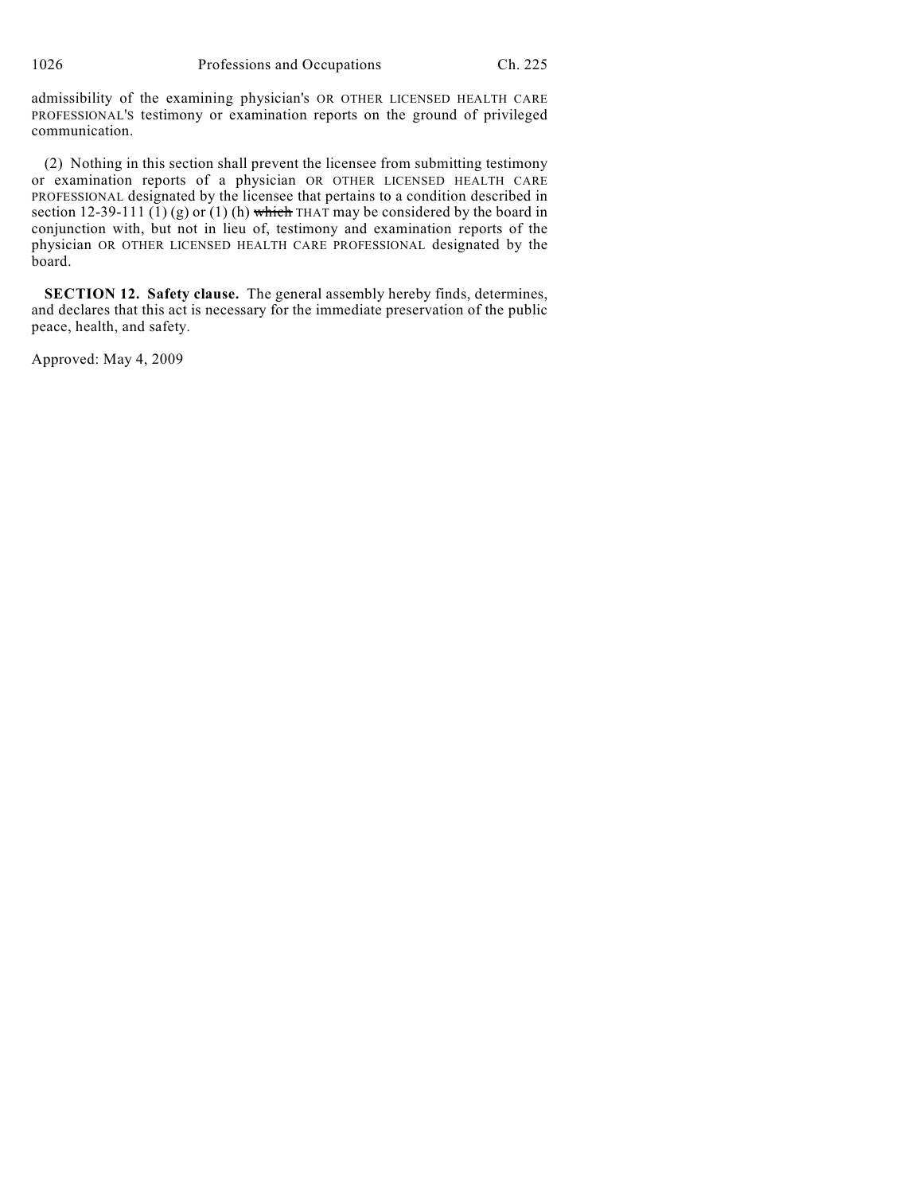admissibility of the examining physician's OR OTHER LICENSED HEALTH CARE PROFESSIONAL'S testimony or examination reports on the ground of privileged communication.

(2) Nothing in this section shall prevent the licensee from submitting testimony or examination reports of a physician OR OTHER LICENSED HEALTH CARE PROFESSIONAL designated by the licensee that pertains to a condition described in section 12-39-111 (1) (g) or (1) (h) ~~which~~ THAT may be considered by the board in conjunction with, but not in lieu of, testimony and examination reports of the physician OR OTHER LICENSED HEALTH CARE PROFESSIONAL designated by the board.

**SECTION 12. Safety clause.** The general assembly hereby finds, determines, and declares that this act is necessary for the immediate preservation of the public peace, health, and safety.

Approved: May 4, 2009